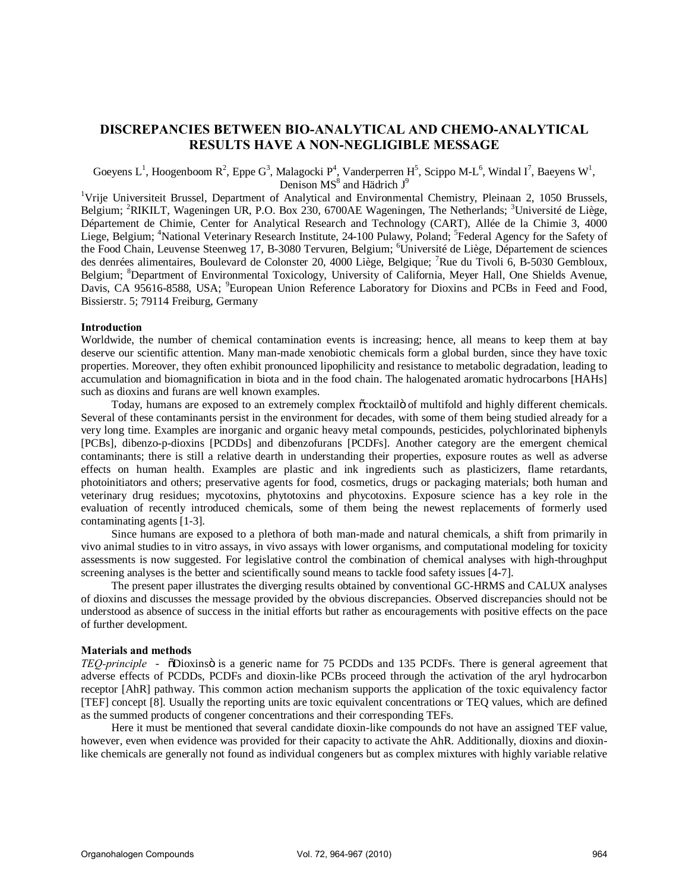# DISCREPANCIES BETWEEN BIO-ANALYTICAL AND CHEMO-ANALYTICAL RESULTS HAVE A NON-NEGLIGIBLE MESSAGE

Goeyens L[1], Hoogenboom R[2], Eppe G[3], Malagocki P[4], Vanderperren H[5], Scippo M-L[6], Windal I[7], Baeyens W[1], Denison MS[8] and Hädrich J[9]

[1]Vrije Universiteit Brussel, Department of Analytical and Environmental Chemistry, Pleinaan 2, 1050 Brussels, Belgium; [2]RIKILT, Wageningen UR, P.O. Box 230, 6700AE Wageningen, The Netherlands; [3]Université de Liège, Département de Chimie, Center for Analytical Research and Technology (CART), Allée de la Chimie 3, 4000 Liege, Belgium; [4]National Veterinary Research Institute, 24-100 Pulawy, Poland; [5]Federal Agency for the Safety of the Food Chain, Leuvense Steenweg 17, B-3080 Tervuren, Belgium; [6]Université de Liège, Département de sciences des denrées alimentaires, Boulevard de Colonster 20, 4000 Liège, Belgique; [7]Rue du Tivoli 6, B-5030 Gembloux, Belgium; [8]Department of Environmental Toxicology, University of California, Meyer Hall, One Shields Avenue, Davis, CA 95616-8588, USA; [9]European Union Reference Laboratory for Dioxins and PCBs in Feed and Food, Bissierstr. 5; 79114 Freiburg, Germany

## Introduction

Worldwide, the number of chemical contamination events is increasing; hence, all means to keep them at bay deserve our scientific attention. Many man-made xenobiotic chemicals form a global burden, since they have toxic properties. Moreover, they often exhibit pronounced lipophilicity and resistance to metabolic degradation, leading to accumulation and biomagnification in biota and in the food chain. The halogenated aromatic hydrocarbons [HAHs] such as dioxins and furans are well known examples.

Today, humans are exposed to an extremely complex "cocktail" of multifold and highly different chemicals. Several of these contaminants persist in the environment for decades, with some of them being studied already for a very long time. Examples are inorganic and organic heavy metal compounds, pesticides, polychlorinated biphenyls [PCBs], dibenzo-p-dioxins [PCDDs] and dibenzofurans [PCDFs]. Another category are the emergent chemical contaminants; there is still a relative dearth in understanding their properties, exposure routes as well as adverse effects on human health. Examples are plastic and ink ingredients such as plasticizers, flame retardants, photoinitiators and others; preservative agents for food, cosmetics, drugs or packaging materials; both human and veterinary drug residues; mycotoxins, phytotoxins and phycotoxins. Exposure science has a key role in the evaluation of recently introduced chemicals, some of them being the newest replacements of formerly used contaminating agents [1-3].

Since humans are exposed to a plethora of both man-made and natural chemicals, a shift from primarily in vivo animal studies to in vitro assays, in vivo assays with lower organisms, and computational modeling for toxicity assessments is now suggested. For legislative control the combination of chemical analyses with high-throughput screening analyses is the better and scientifically sound means to tackle food safety issues [4-7].

The present paper illustrates the diverging results obtained by conventional GC-HRMS and CALUX analyses of dioxins and discusses the message provided by the obvious discrepancies. Observed discrepancies should not be understood as absence of success in the initial efforts but rather as encouragements with positive effects on the pace of further development.

## Materials and methods

*TEQ-principle* - "Dioxins" is a generic name for 75 PCDDs and 135 PCDFs. There is general agreement that adverse effects of PCDDs, PCDFs and dioxin-like PCBs proceed through the activation of the aryl hydrocarbon receptor [AhR] pathway. This common action mechanism supports the application of the toxic equivalency factor [TEF] concept [8]. Usually the reporting units are toxic equivalent concentrations or TEQ values, which are defined as the summed products of congener concentrations and their corresponding TEFs.

Here it must be mentioned that several candidate dioxin-like compounds do not have an assigned TEF value, however, even when evidence was provided for their capacity to activate the AhR. Additionally, dioxins and dioxin-like chemicals are generally not found as individual congeners but as complex mixtures with highly variable relative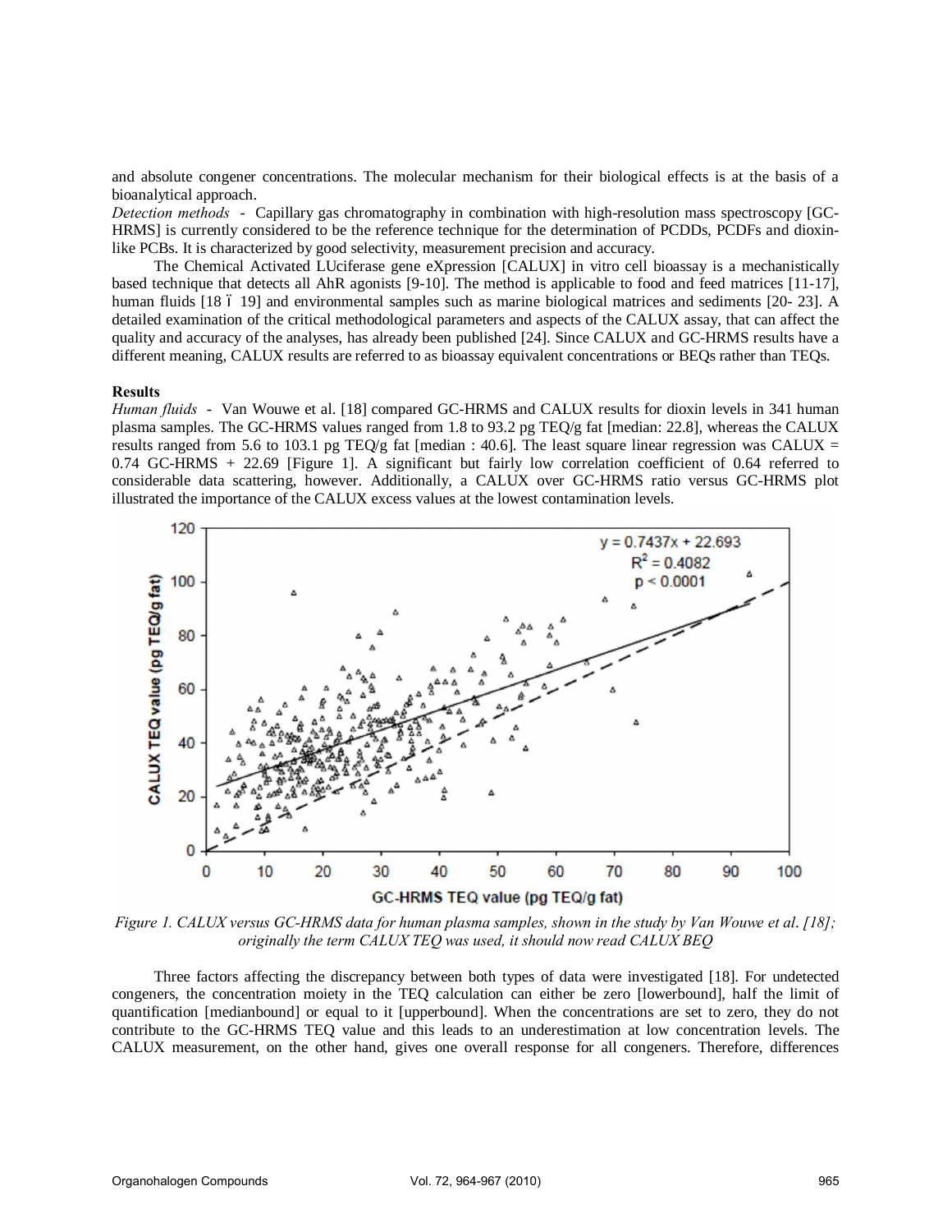and absolute congener concentrations. The molecular mechanism for their biological effects is at the basis of a bioanalytical approach.

*Detection methods* - Capillary gas chromatography in combination with high-resolution mass spectroscopy [GC-HRMS] is currently considered to be the reference technique for the determination of PCDDs, PCDFs and dioxin-like PCBs. It is characterized by good selectivity, measurement precision and accuracy.

The Chemical Activated LUciferase gene eXpression [CALUX] in vitro cell bioassay is a mechanistically based technique that detects all AhR agonists [9-10]. The method is applicable to food and feed matrices [11-17], human fluids [18 ő 19] and environmental samples such as marine biological matrices and sediments [20- 23]. A detailed examination of the critical methodological parameters and aspects of the CALUX assay, that can affect the quality and accuracy of the analyses, has already been published [24]. Since CALUX and GC-HRMS results have a different meaning, CALUX results are referred to as bioassay equivalent concentrations or BEQs rather than TEQs.

**Results**

*Human fluids* - Van Wouwe et al. [18] compared GC-HRMS and CALUX results for dioxin levels in 341 human plasma samples. The GC-HRMS values ranged from 1.8 to 93.2 pg TEQ/g fat [median: 22.8], whereas the CALUX results ranged from 5.6 to 103.1 pg TEQ/g fat [median : 40.6]. The least square linear regression was CALUX = 0.74 GC-HRMS + 22.69 [Figure 1]. A significant but fairly low correlation coefficient of 0.64 referred to considerable data scattering, however. Additionally, a CALUX over GC-HRMS ratio versus GC-HRMS plot illustrated the importance of the CALUX excess values at the lowest contamination levels.

*Figure 1. CALUX versus GC-HRMS data for human plasma samples, shown in the study by Van Wouwe et al. [18]; originally the term CALUX TEQ was used, it should now read CALUX BEQ*

Three factors affecting the discrepancy between both types of data were investigated [18]. For undetected congeners, the concentration moiety in the TEQ calculation can either be zero [lowerbound], half the limit of quantification [medianbound] or equal to it [upperbound]. When the concentrations are set to zero, they do not contribute to the GC-HRMS TEQ value and this leads to an underestimation at low concentration levels. The CALUX measurement, on the other hand, gives one overall response for all congeners. Therefore, differences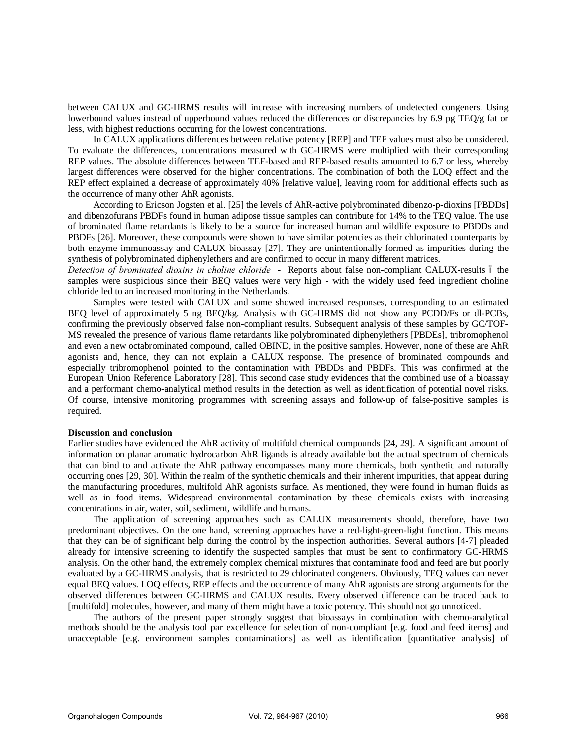between CALUX and GC-HRMS results will increase with increasing numbers of undetected congeners. Using lowerbound values instead of upperbound values reduced the differences or discrepancies by 6.9 pg TEQ/g fat or less, with highest reductions occurring for the lowest concentrations.

In CALUX applications differences between relative potency [REP] and TEF values must also be considered. To evaluate the differences, concentrations measured with GC-HRMS were multiplied with their corresponding REP values. The absolute differences between TEF-based and REP-based results amounted to 6.7 or less, whereby largest differences were observed for the higher concentrations. The combination of both the LOQ effect and the REP effect explained a decrease of approximately 40% [relative value], leaving room for additional effects such as the occurrence of many other AhR agonists.

According to Ericson Jogsten et al. [25] the levels of AhR-active polybrominated dibenzo-p-dioxins [PBDDs] and dibenzofurans PBDFs found in human adipose tissue samples can contribute for 14% to the TEQ value. The use of brominated flame retardants is likely to be a source for increased human and wildlife exposure to PBDDs and PBDFs [26]. Moreover, these compounds were shown to have similar potencies as their chlorinated counterparts by both enzyme immunoassay and CALUX bioassay [27]. They are unintentionally formed as impurities during the synthesis of polybrominated diphenylethers and are confirmed to occur in many different matrices.

*Detection of brominated dioxins in choline chloride* - Reports about false non-compliant CALUX-results – the samples were suspicious since their BEQ values were very high - with the widely used feed ingredient choline chloride led to an increased monitoring in the Netherlands.

Samples were tested with CALUX and some showed increased responses, corresponding to an estimated BEQ level of approximately 5 ng BEQ/kg. Analysis with GC-HRMS did not show any PCDD/Fs or dl-PCBs, confirming the previously observed false non-compliant results. Subsequent analysis of these samples by GC/TOF-MS revealed the presence of various flame retardants like polybrominated diphenylethers [PBDEs], tribromophenol and even a new octabrominated compound, called OBIND, in the positive samples. However, none of these are AhR agonists and, hence, they can not explain a CALUX response. The presence of brominated compounds and especially tribromophenol pointed to the contamination with PBDDs and PBDFs. This was confirmed at the European Union Reference Laboratory [28]. This second case study evidences that the combined use of a bioassay and a performant chemo-analytical method results in the detection as well as identification of potential novel risks. Of course, intensive monitoring programmes with screening assays and follow-up of false-positive samples is required.

**Discussion and conclusion**

Earlier studies have evidenced the AhR activity of multifold chemical compounds [24, 29]. A significant amount of information on planar aromatic hydrocarbon AhR ligands is already available but the actual spectrum of chemicals that can bind to and activate the AhR pathway encompasses many more chemicals, both synthetic and naturally occurring ones [29, 30]. Within the realm of the synthetic chemicals and their inherent impurities, that appear during the manufacturing procedures, multifold AhR agonists surface. As mentioned, they were found in human fluids as well as in food items. Widespread environmental contamination by these chemicals exists with increasing concentrations in air, water, soil, sediment, wildlife and humans.

The application of screening approaches such as CALUX measurements should, therefore, have two predominant objectives. On the one hand, screening approaches have a red-light-green-light function. This means that they can be of significant help during the control by the inspection authorities. Several authors [4-7] pleaded already for intensive screening to identify the suspected samples that must be sent to confirmatory GC-HRMS analysis. On the other hand, the extremely complex chemical mixtures that contaminate food and feed are but poorly evaluated by a GC-HRMS analysis, that is restricted to 29 chlorinated congeners. Obviously, TEQ values can never equal BEQ values. LOQ effects, REP effects and the occurrence of many AhR agonists are strong arguments for the observed differences between GC-HRMS and CALUX results. Every observed difference can be traced back to [multifold] molecules, however, and many of them might have a toxic potency. This should not go unnoticed.

The authors of the present paper strongly suggest that bioassays in combination with chemo-analytical methods should be the analysis tool par excellence for selection of non-compliant [e.g. food and feed items] and unacceptable [e.g. environment samples contaminations] as well as identification [quantitative analysis] of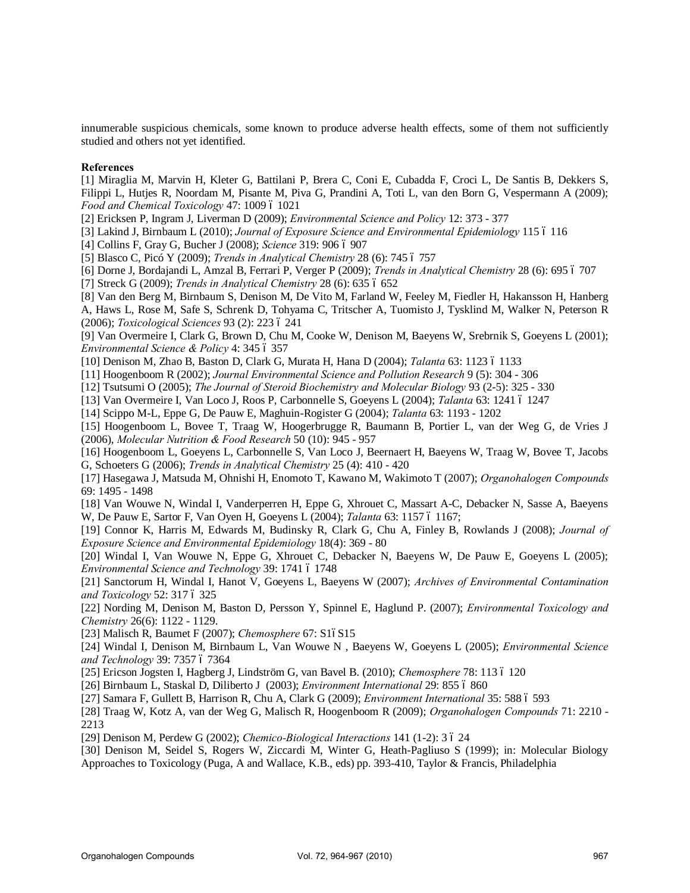innumerable suspicious chemicals, some known to produce adverse health effects, some of them not sufficiently studied and others not yet identified.

**References**

[1] Miraglia M, Marvin H, Kleter G, Battilani P, Brera C, Coni E, Cubadda F, Croci L, De Santis B, Dekkers S, Filippi L, Hutjes R, Noordam M, Pisante M, Piva G, Prandini A, Toti L, van den Born G, Vespermann A (2009); *Food and Chemical Toxicology* 47: 1009 ó 1021

[2] Ericksen P, Ingram J, Liverman D (2009); *Environmental Science and Policy* 12: 373 - 377

[3] Lakind J, Birnbaum L (2010); *Journal of Exposure Science and Environmental Epidemiology* 115 ó 116

[4] Collins F, Gray G, Bucher J (2008); *Science* 319: 906 ó 907

[5] Blasco C, Picó Y (2009); *Trends in Analytical Chemistry* 28 (6): 745 ó 757

[6] Dorne J, Bordajandi L, Amzal B, Ferrari P, Verger P (2009); *Trends in Analytical Chemistry* 28 (6): 695 ó 707

[7] Streck G (2009); *Trends in Analytical Chemistry* 28 (6): 635 ó 652

[8] Van den Berg M, Birnbaum S, Denison M, De Vito M, Farland W, Feeley M, Fiedler H, Hakansson H, Hanberg A, Haws L, Rose M, Safe S, Schrenk D, Tohyama C, Tritscher A, Tuomisto J, Tysklind M, Walker N, Peterson R (2006); *Toxicological Sciences* 93 (2): 223 ó 241

[9] Van Overmeire I, Clark G, Brown D, Chu M, Cooke W, Denison M, Baeyens W, Srebrnik S, Goeyens L (2001); *Environmental Science & Policy* 4: 345 ó 357

[10] Denison M, Zhao B, Baston D, Clark G, Murata H, Hana D (2004); *Talanta* 63: 1123 ó 1133

[11] Hoogenboom R (2002); *Journal Environmental Science and Pollution Research* 9 (5): 304 - 306

[12] Tsutsumi O (2005); *The Journal of Steroid Biochemistry and Molecular Biology* 93 (2-5): 325 - 330

[13] Van Overmeire I, Van Loco J, Roos P, Carbonnelle S, Goeyens L (2004); *Talanta* 63: 1241 ó 1247

[14] Scippo M-L, Eppe G, De Pauw E, Maghuin-Rogister G (2004); *Talanta* 63: 1193 - 1202

[15] Hoogenboom L, Bovee T, Traag W, Hoogerbrugge R, Baumann B, Portier L, van der Weg G, de Vries J (2006), *Molecular Nutrition & Food Research* 50 (10): 945 - 957

[16] Hoogenboom L, Goeyens L, Carbonnelle S, Van Loco J, Beernaert H, Baeyens W, Traag W, Bovee T, Jacobs G, Schoeters G (2006); *Trends in Analytical Chemistry* 25 (4): 410 - 420

[17] Hasegawa J, Matsuda M, Ohnishi H, Enomoto T, Kawano M, Wakimoto T (2007); *Organohalogen Compounds* 69: 1495 - 1498

[18] Van Wouwe N, Windal I, Vanderperren H, Eppe G, Xhrouet C, Massart A-C, Debacker N, Sasse A, Baeyens W, De Pauw E, Sartor F, Van Oyen H, Goeyens L (2004); *Talanta* 63: 1157 ó 1167;

[19] Connor K, Harris M, Edwards M, Budinsky R, Clark G, Chu A, Finley B, Rowlands J (2008); *Journal of Exposure Science and Environmental Epidemiology* 18(4): 369 - 80

[20] Windal I, Van Wouwe N, Eppe G, Xhrouet C, Debacker N, Baeyens W, De Pauw E, Goeyens L (2005); *Environmental Science and Technology* 39: 1741 ó 1748

[21] Sanctorum H, Windal I, Hanot V, Goeyens L, Baeyens W (2007); *Archives of Environmental Contamination and Toxicology* 52: 317 ó 325

[22] Nording M, Denison M, Baston D, Persson Y, Spinnel E, Haglund P. (2007); *Environmental Toxicology and Chemistry* 26(6): 1122 - 1129.

[23] Malisch R, Baumet F (2007); *Chemosphere* 67: S1óS15

[24] Windal I, Denison M, Birnbaum L, Van Wouwe N , Baeyens W, Goeyens L (2005); *Environmental Science and Technology* 39: 7357 ó 7364

[25] Ericson Jogsten I, Hagberg J, Lindström G, van Bavel B. (2010); *Chemosphere* 78: 113 ó 120

[26] Birnbaum L, Staskal D, Diliberto J (2003); *Environment International* 29: 855 ó 860

[27] Samara F, Gullett B, Harrison R, Chu A, Clark G (2009); *Environment International* 35: 588 ó 593

[28] Traag W, Kotz A, van der Weg G, Malisch R, Hoogenboom R (2009); *Organohalogen Compounds* 71: 2210 - 2213

[29] Denison M, Perdew G (2002); *Chemico-Biological Interactions* 141 (1-2): 3 ó 24

[30] Denison M, Seidel S, Rogers W, Ziccardi M, Winter G, Heath-Pagliuso S (1999); in: Molecular Biology Approaches to Toxicology (Puga, A and Wallace, K.B., eds) pp. 393-410, Taylor & Francis, Philadelphia